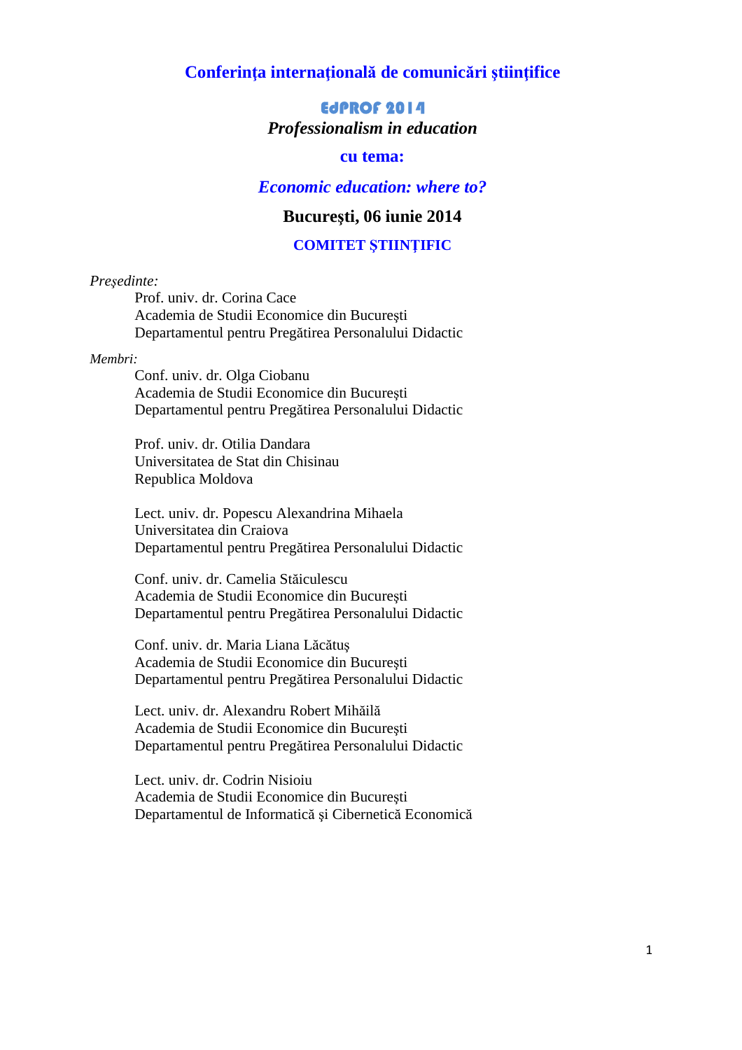# Conferinţa internaţională de comunicări ştiinţifice

## EdPROF 2014

***Professionalism in education***

**cu tema:**

***Economic education: where to?***

**Bucureşti, 06 iunie 2014**

## COMITET ŞTIINŢIFIC

*Preşedinte:*

Prof. univ. dr. Corina Cace
Academia de Studii Economice din Bucureşti
Departamentul pentru Pregătirea Personalului Didactic

*Membri:*

Conf. univ. dr. Olga Ciobanu
Academia de Studii Economice din Bucureşti
Departamentul pentru Pregătirea Personalului Didactic

Prof. univ. dr. Otilia Dandara
Universitatea de Stat din Chisinau
Republica Moldova

Lect. univ. dr. Popescu Alexandrina Mihaela
Universitatea din Craiova
Departamentul pentru Pregătirea Personalului Didactic

Conf. univ. dr. Camelia Stăiculescu
Academia de Studii Economice din Bucureşti
Departamentul pentru Pregătirea Personalului Didactic

Conf. univ. dr. Maria Liana Lăcătuş
Academia de Studii Economice din Bucureşti
Departamentul pentru Pregătirea Personalului Didactic

Lect. univ. dr. Alexandru Robert Mihăilă
Academia de Studii Economice din Bucureşti
Departamentul pentru Pregătirea Personalului Didactic

Lect. univ. dr. Codrin Nisioiu
Academia de Studii Economice din Bucureşti
Departamentul de Informatică şi Cibernetică Economică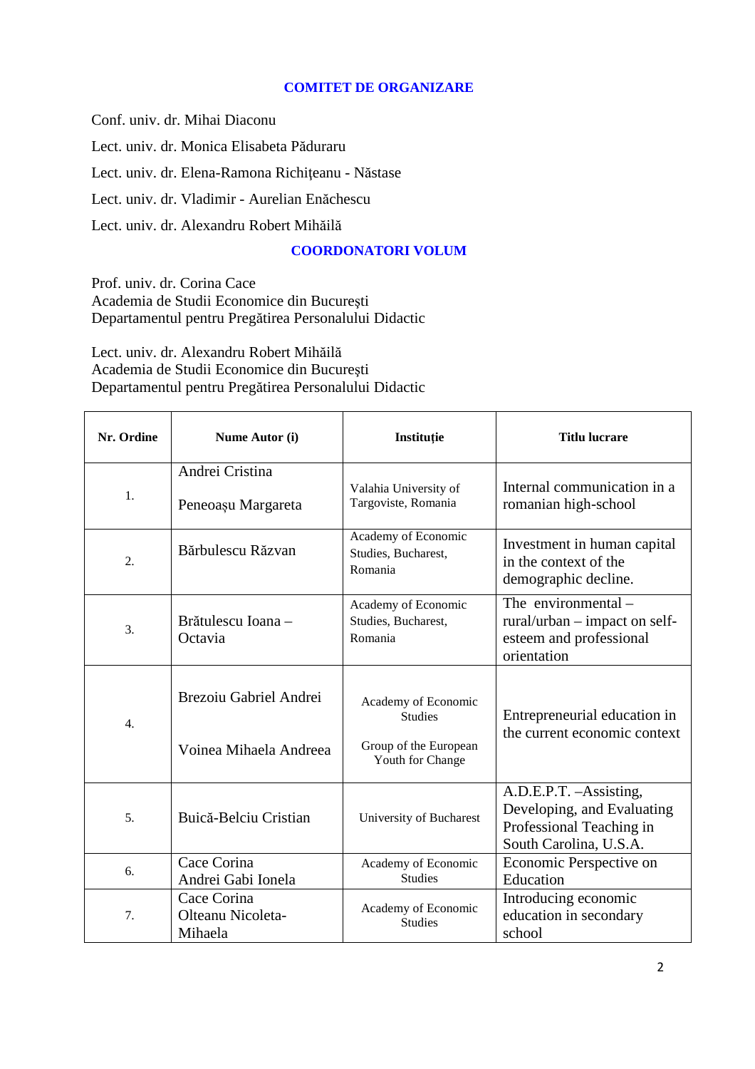## COMITET DE ORGANIZARE

Conf. univ. dr. Mihai Diaconu

Lect. univ. dr. Monica Elisabeta Păduraru

Lect. univ. dr. Elena-Ramona Richițeanu - Năstase

Lect. univ. dr. Vladimir - Aurelian Enăchescu

Lect. univ. dr. Alexandru Robert Mihăilă

## COORDONATORI VOLUM

Prof. univ. dr. Corina Cace
Academia de Studii Economice din Bucureşti
Departamentul pentru Pregătirea Personalului Didactic

Lect. univ. dr. Alexandru Robert Mihăilă
Academia de Studii Economice din Bucureşti
Departamentul pentru Pregătirea Personalului Didactic

| Nr. Ordine | Nume Autor (i) | Instituție | Titlu lucrare |
|---|---|---|---|
| 1. | Andrei Cristina<br><br>Peneoașu Margareta | Valahia University of Targoviste, Romania | Internal communication in a romanian high-school |
| 2. | Bărbulescu Răzvan | Academy of Economic Studies, Bucharest, Romania | Investment in human capital in the context of the demographic decline. |
| 3. | Brătulescu Ioana – Octavia | Academy of Economic Studies, Bucharest, Romania | The environmental – rural/urban – impact on self-esteem and professional orientation |
| 4. | Brezoiu Gabriel Andrei<br><br>Voinea Mihaela Andreea | Academy of Economic Studies<br><br>Group of the European Youth for Change | Entrepreneurial education in the current economic context |
| 5. | Buică-Belciu Cristian | University of Bucharest | A.D.E.P.T. –Assisting, Developing, and Evaluating Professional Teaching in South Carolina, U.S.A. |
| 6. | Cace Corina<br>Andrei Gabi Ionela | Academy of Economic Studies | Economic Perspective on Education |
| 7. | Cace Corina<br>Olteanu Nicoleta-Mihaela | Academy of Economic Studies | Introducing economic education in secondary school |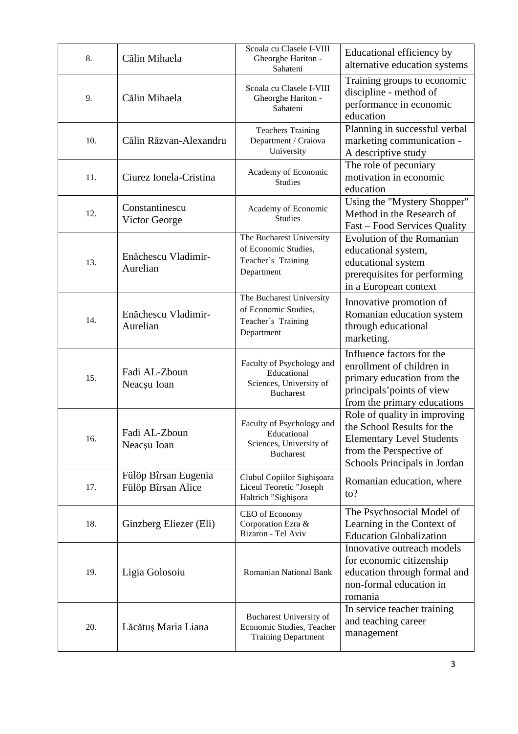| 8. | Călin Mihaela | Scoala cu Clasele I-VIII Gheorghe Hariton - Sahateni | Educational efficiency by alternative education systems |
|---|---|---|---|
| 9. | Călin Mihaela | Scoala cu Clasele I-VIII Gheorghe Hariton - Sahateni | Training groups to economic discipline - method of performance in economic education |
| 10. | Călin Răzvan-Alexandru | Teachers Training Department / Craiova University | Planning in successful verbal marketing communication - A descriptive study |
| 11. | Ciurez Ionela-Cristina | Academy of Economic Studies | The role of pecuniary motivation in economic education |
| 12. | Constantinescu Victor George | Academy of Economic Studies | Using the "Mystery Shopper" Method in the Research of Fast – Food Services Quality |
| 13. | Enăchescu Vladimir-Aurelian | The Bucharest University of Economic Studies, Teacher`s Training Department | Evolution of the Romanian educational system, educational system prerequisites for performing in a European context |
| 14. | Enăchescu Vladimir-Aurelian | The Bucharest University of Economic Studies, Teacher`s Training Department | Innovative promotion of Romanian education system through educational marketing. |
| 15. | Fadi AL-Zboun Neacşu Ioan | Faculty of Psychology and Educational Sciences, University of Bucharest | Influence factors for the enrollment of children in primary education from the principals'points of view from the primary educations |
| 16. | Fadi AL-Zboun Neacşu Ioan | Faculty of Psychology and Educational Sciences, University of Bucharest | Role of quality in improving the School Results for the Elementary Level Students from the Perspective of Schools Principals in Jordan |
| 17. | Fülöp Bîrsan Eugenia Fülöp Bîrsan Alice | Clubul Copiilor Sighişoara Liceul Teoretic "Joseph Haltrich "Sighişora | Romanian education, where to? |
| 18. | Ginzberg Eliezer (Eli) | CEO of Economy Corporation Ezra & Bizaron - Tel Aviv | The Psychosocial Model of Learning in the Context of Education Globalization |
| 19. | Ligia Golosoiu | Romanian National Bank | Innovative outreach models for economic citizenship education through formal and non-formal education in romania |
| 20. | Lăcătuş Maria Liana | Bucharest University of Economic Studies, Teacher Training Department | In service teacher training and teaching career management |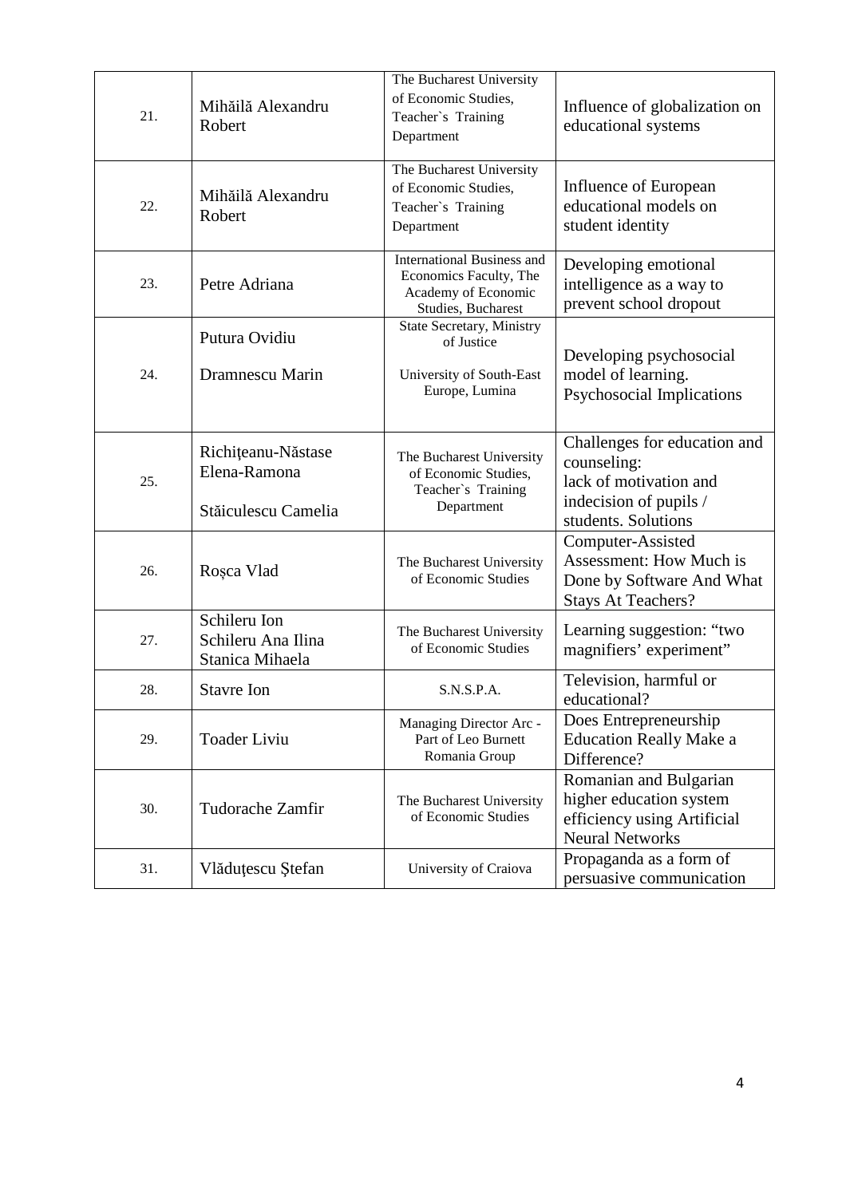| | | | |
|---|---|---|---|
| 21. | Mihăilă Alexandru Robert | The Bucharest University of Economic Studies, Teacher`s Training Department | Influence of globalization on educational systems |
| 22. | Mihăilă Alexandru Robert | The Bucharest University of Economic Studies, Teacher`s Training Department | Influence of European educational models on student identity |
| 23. | Petre Adriana | International Business and Economics Faculty, The Academy of Economic Studies, Bucharest | Developing emotional intelligence as a way to prevent school dropout |
| 24. | Putura Ovidiu<br><br>Dramnescu Marin | State Secretary, Ministry of Justice<br><br>University of South-East Europe, Lumina | Developing psychosocial model of learning. Psychosocial Implications |
| 25. | Richițeanu-Năstase Elena-Ramona<br><br>Stăiculescu Camelia | The Bucharest University of Economic Studies, Teacher`s Training Department | Challenges for education and counseling: lack of motivation and indecision of pupils / students. Solutions |
| 26. | Roșca Vlad | The Bucharest University of Economic Studies | Computer-Assisted Assessment: How Much is Done by Software And What Stays At Teachers? |
| 27. | Schileru Ion<br>Schileru Ana Ilina<br>Stanica Mihaela | The Bucharest University of Economic Studies | Learning suggestion: "two magnifiers' experiment" |
| 28. | Stavre Ion | S.N.S.P.A. | Television, harmful or educational? |
| 29. | Toader Liviu | Managing Director Arc - Part of Leo Burnett Romania Group | Does Entrepreneurship Education Really Make a Difference? |
| 30. | Tudorache Zamfir | The Bucharest University of Economic Studies | Romanian and Bulgarian higher education system efficiency using Artificial Neural Networks |
| 31. | Vlăduțescu Ștefan | University of Craiova | Propaganda as a form of persuasive communication |